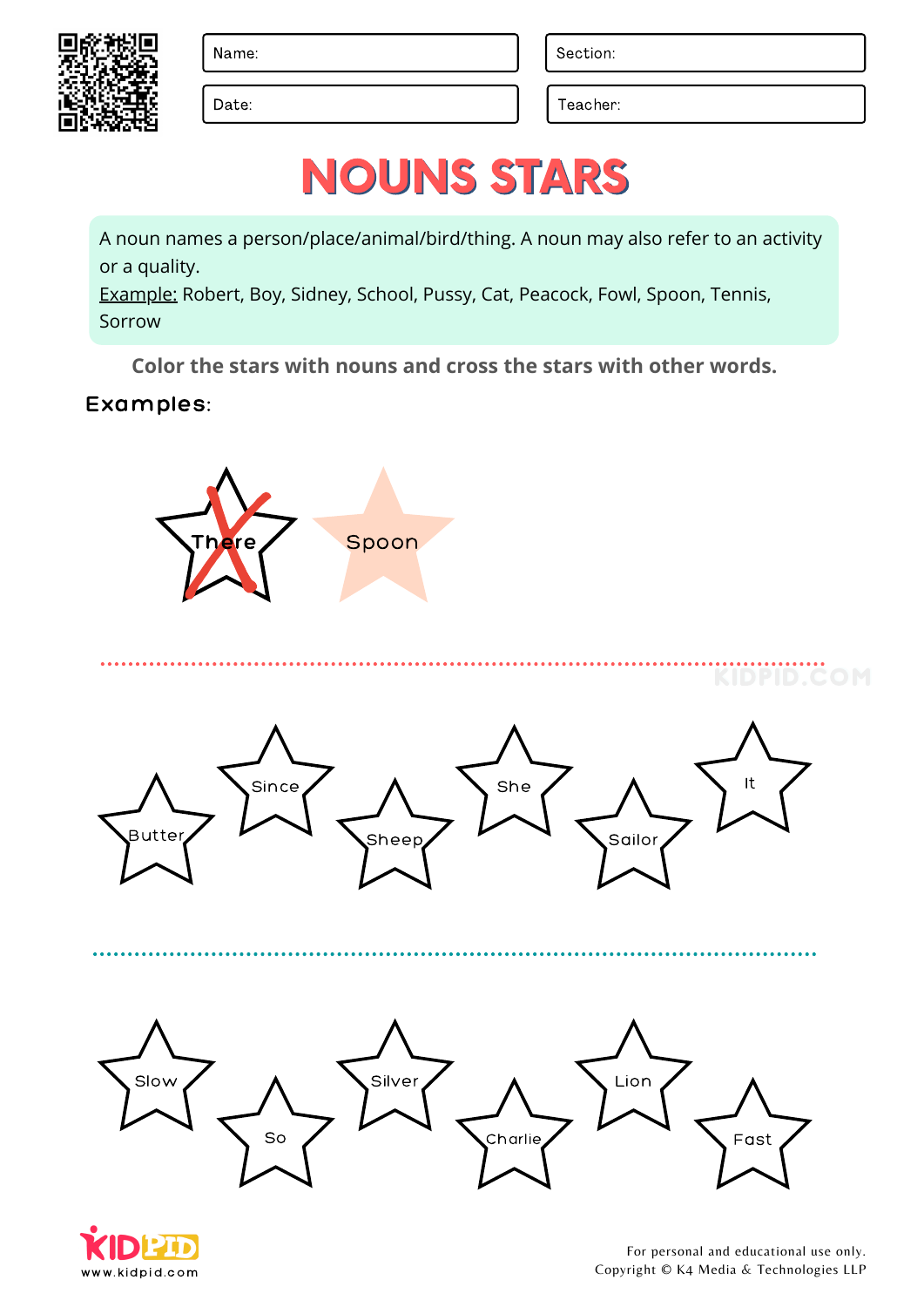Name:

Section:

Date:

Teacher:

# NOUNS STARS

A noun names a person/place/animal/bird/thing. A noun may also refer to an activity or a quality.
Example: Robert, Boy, Sidney, School, Pussy, Cat, Peacock, Fowl, Spoon, Tennis, Sorrow

**Color the stars with nouns and cross the stars with other words.**

**Examples:**

There

Spoon

Butter Since Sheep She Sailor It

Slow So Silver Charlie Lion Fast

For personal and educational use only.
Copyright © K4 Media & Technologies LLP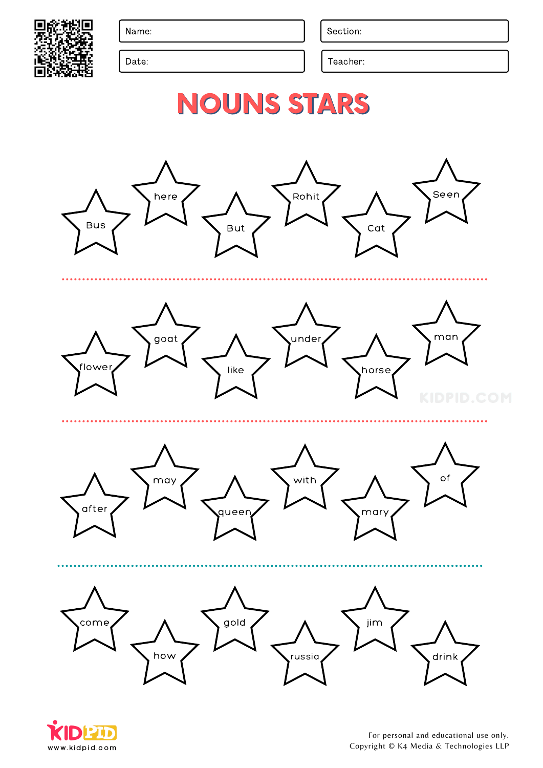Name:

Section:

Date:

Teacher:

# NOUNS STARS

Bus here But Rohit Cat Seen

flower goat like under horse man

after may queen with mary of

come how gold russia jim drink

For personal and educational use only.
Copyright © K4 Media & Technologies LLP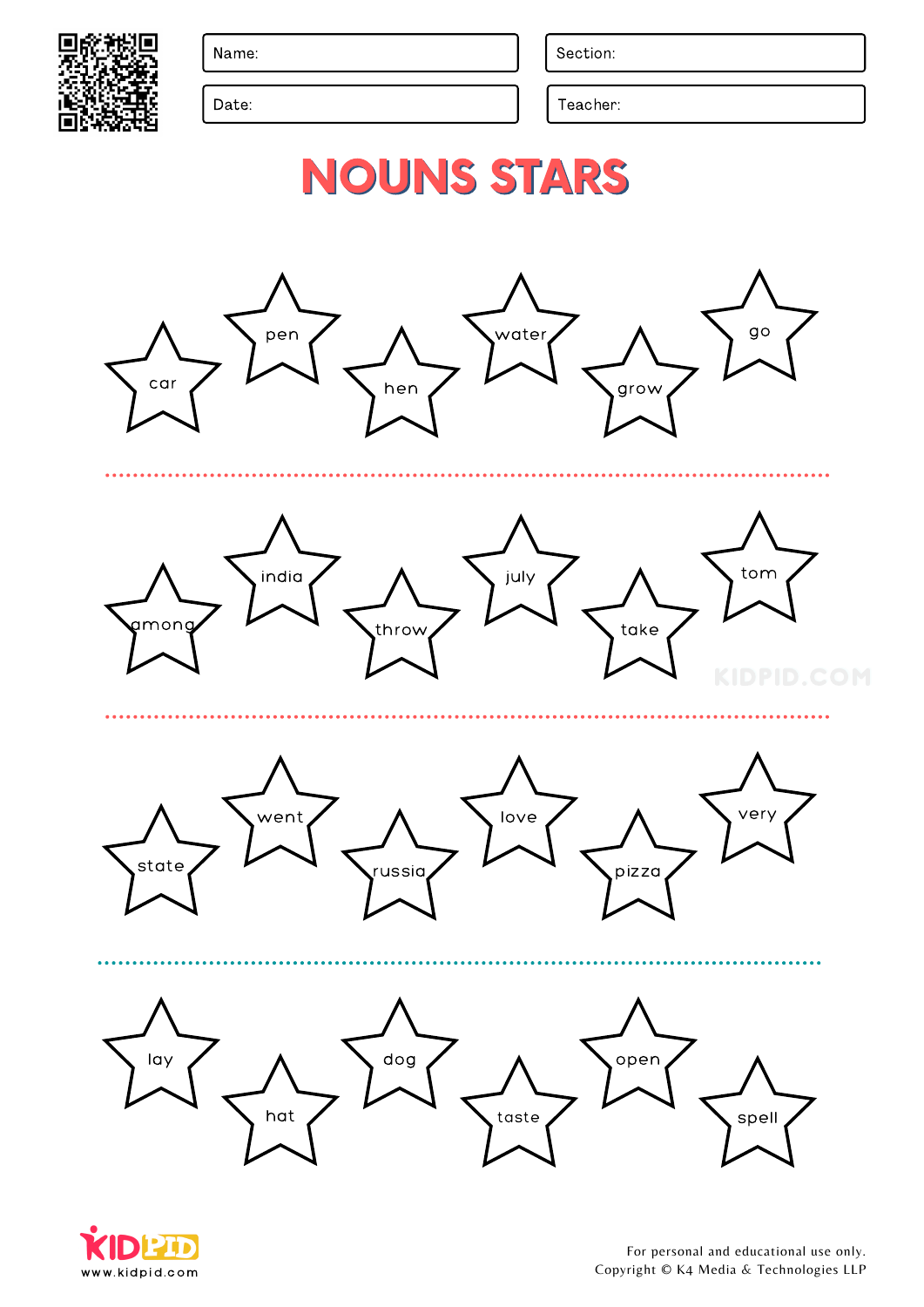Name:

Section:

Date:

Teacher:

# NOUNS STARS

car pen hen water grow go

among india throw july take tom

state went russia love pizza very

lay hat dog taste open spell

For personal and educational use only.
Copyright © K4 Media & Technologies LLP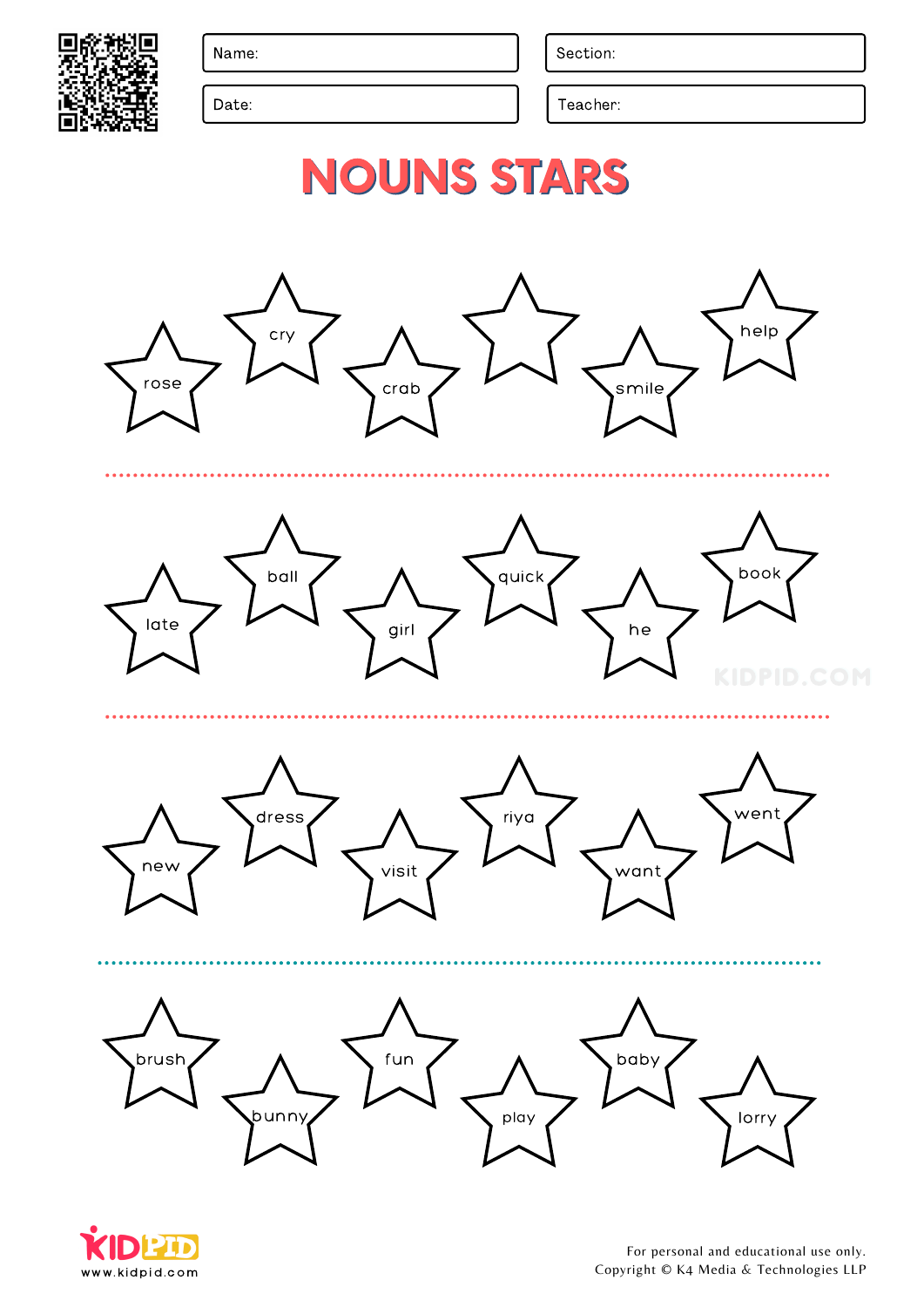Name:

Section:

Date:

Teacher:

# NOUNS STARS

rose, cry, crab, (blank), smile, help

late, ball, girl, quick, he, book

new, dress, visit, riya, want, went

brush, bunny, fun, play, baby, lorry

For personal and educational use only.
Copyright © K4 Media & Technologies LLP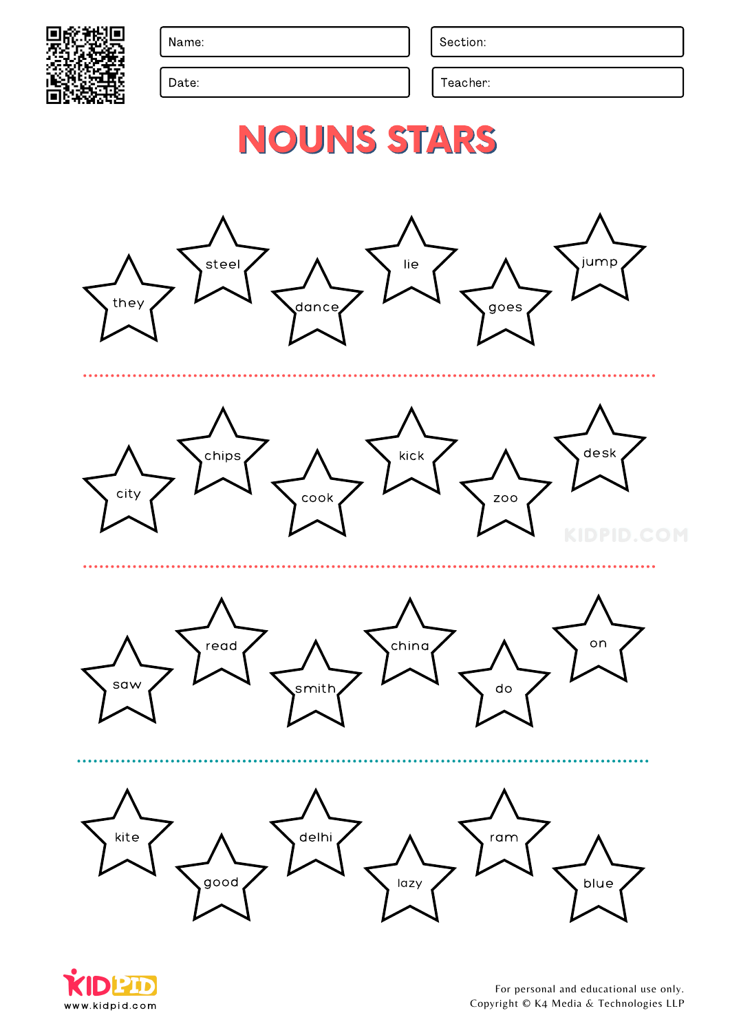Name:

Section:

Date:

Teacher:

# NOUNS STARS

they steel dance lie goes jump

city chips cook kick zoo desk

saw read smith china do on

kite good delhi lazy ram blue

KIDPID.COM

For personal and educational use only.
Copyright © K4 Media & Technologies LLP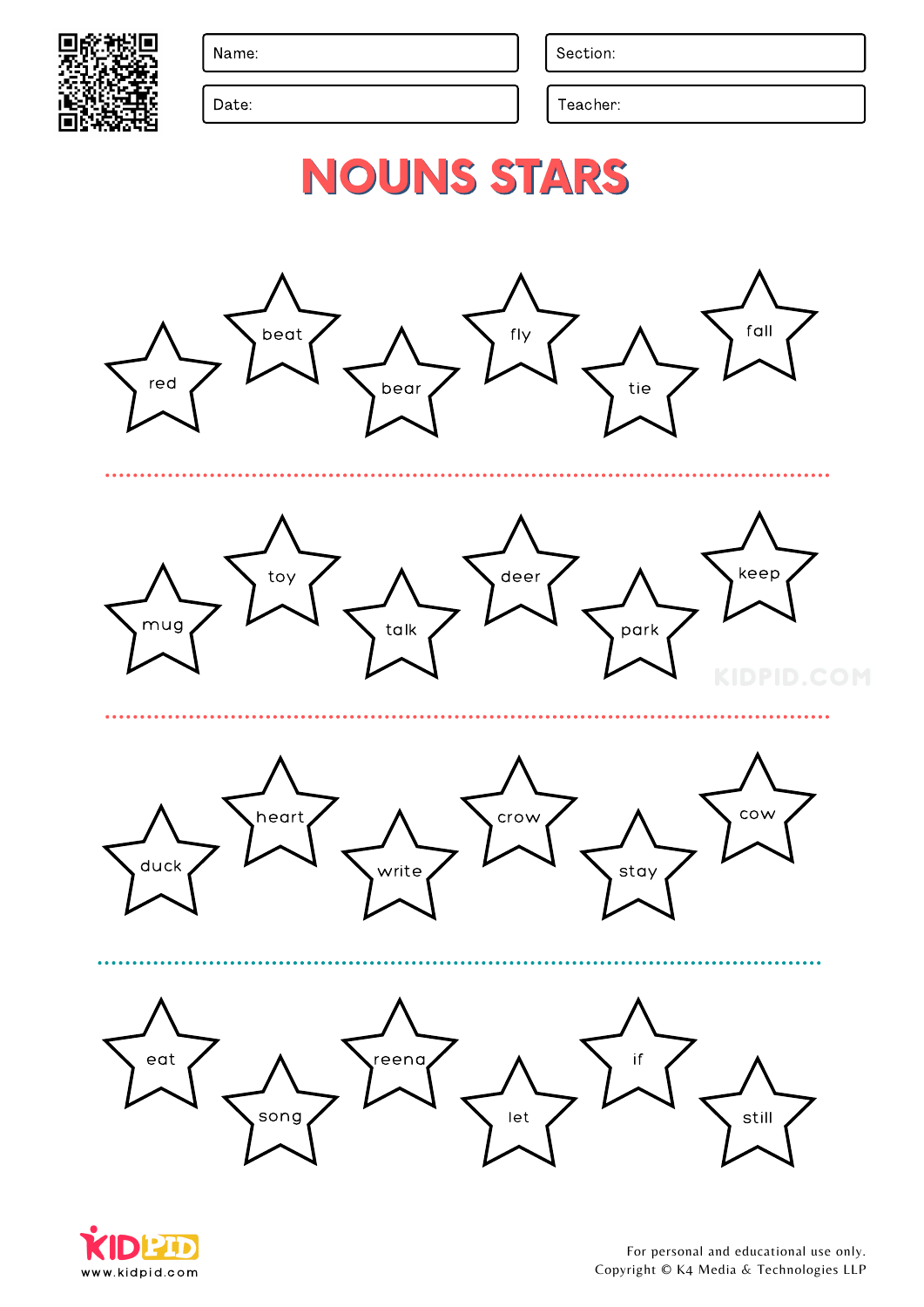Name:

Section:

Date:

Teacher:

# NOUNS STARS

red beat bear fly tie fall

mug toy talk deer park keep

duck heart write crow stay cow

eat song reena let if still

KIDPID.COM

www.kidpid.com

For personal and educational use only.
Copyright © K4 Media & Technologies LLP